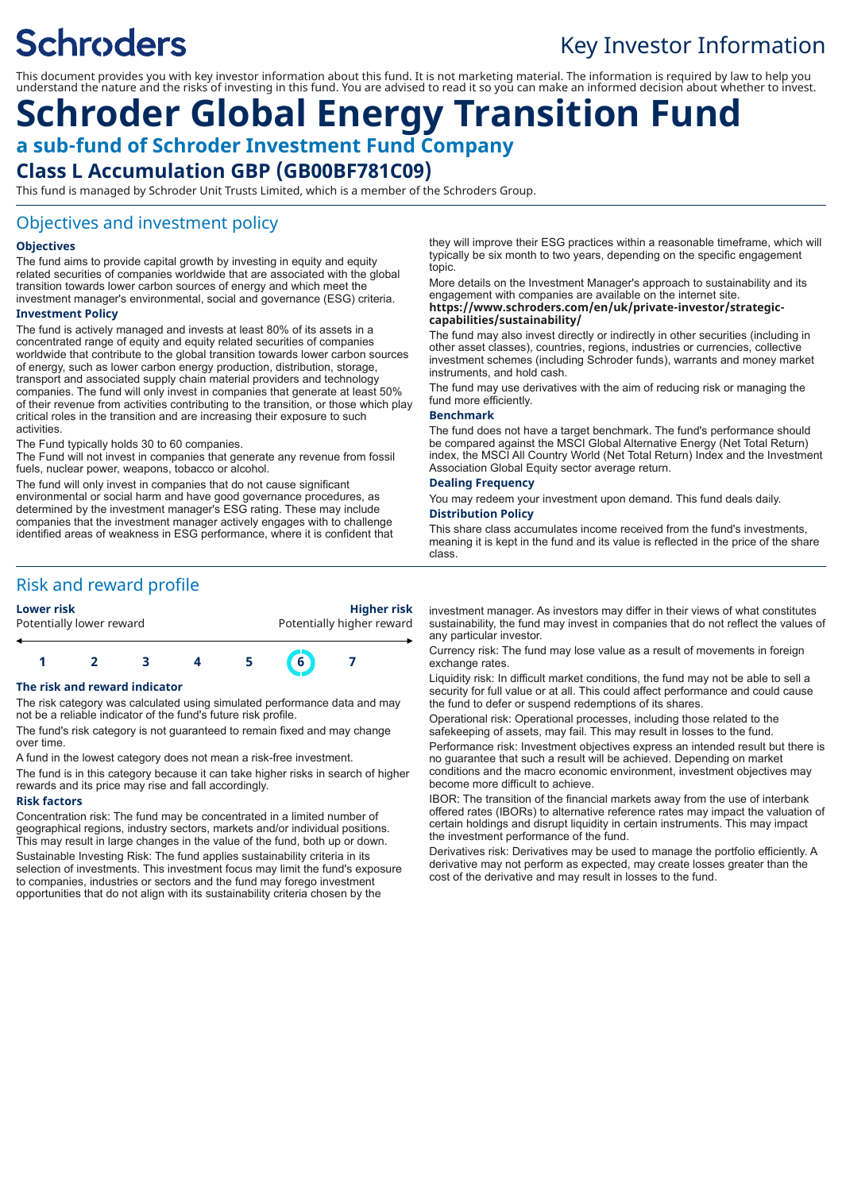# Schroders

## Key Investor Information

This document provides you with key investor information about this fund. It is not marketing material. The information is required by law to help you understand the nature and the risks of investing in this fund. You are advised to read it so you can make an informed decision about whether to invest.

# Schroder Global Energy Transition Fund

## a sub-fund of Schroder Investment Fund Company

## Class L Accumulation GBP (GB00BF781C09)

This fund is managed by Schroder Unit Trusts Limited, which is a member of the Schroders Group.

## Objectives and investment policy

### Objectives

The fund aims to provide capital growth by investing in equity and equity related securities of companies worldwide that are associated with the global transition towards lower carbon sources of energy and which meet the investment manager's environmental, social and governance (ESG) criteria.

### Investment Policy

The fund is actively managed and invests at least 80% of its assets in a concentrated range of equity and equity related securities of companies worldwide that contribute to the global transition towards lower carbon sources of energy, such as lower carbon energy production, distribution, storage, transport and associated supply chain material providers and technology companies. The fund will only invest in companies that generate at least 50% of their revenue from activities contributing to the transition, or those which play critical roles in the transition and are increasing their exposure to such activities.

The Fund typically holds 30 to 60 companies.

The Fund will not invest in companies that generate any revenue from fossil fuels, nuclear power, weapons, tobacco or alcohol.

The fund will only invest in companies that do not cause significant environmental or social harm and have good governance procedures, as determined by the investment manager's ESG rating. These may include companies that the investment manager actively engages with to challenge identified areas of weakness in ESG performance, where it is confident that they will improve their ESG practices within a reasonable timeframe, which will typically be six month to two years, depending on the specific engagement topic.

More details on the Investment Manager's approach to sustainability and its engagement with companies are available on the internet site.

**https://www.schroders.com/en/uk/private-investor/strategic-capabilities/sustainability/**

The fund may also invest directly or indirectly in other securities (including in other asset classes), countries, regions, industries or currencies, collective investment schemes (including Schroder funds), warrants and money market instruments, and hold cash.

The fund may use derivatives with the aim of reducing risk or managing the fund more efficiently.

### Benchmark

The fund does not have a target benchmark. The fund's performance should be compared against the MSCI Global Alternative Energy (Net Total Return) index, the MSCI All Country World (Net Total Return) Index and the Investment Association Global Equity sector average return.

### Dealing Frequency

You may redeem your investment upon demand. This fund deals daily.

### Distribution Policy

This share class accumulates income received from the fund's investments, meaning it is kept in the fund and its value is reflected in the price of the share class.

## Risk and reward profile

| Lower risk | | | | | | Higher risk |
|---|---|---|---|---|---|---|
| Potentially lower reward | | | | | | Potentially higher reward |
| 1 | 2 | 3 | 4 | 5 | **6** | 7 |

### The risk and reward indicator

The risk category was calculated using simulated performance data and may not be a reliable indicator of the fund's future risk profile.

The fund's risk category is not guaranteed to remain fixed and may change over time.

A fund in the lowest category does not mean a risk-free investment.

The fund is in this category because it can take higher risks in search of higher rewards and its price may rise and fall accordingly.

### Risk factors

Concentration risk: The fund may be concentrated in a limited number of geographical regions, industry sectors, markets and/or individual positions. This may result in large changes in the value of the fund, both up or down.

Sustainable Investing Risk: The fund applies sustainability criteria in its selection of investments. This investment focus may limit the fund's exposure to companies, industries or sectors and the fund may forego investment opportunities that do not align with its sustainability criteria chosen by the investment manager. As investors may differ in their views of what constitutes sustainability, the fund may invest in companies that do not reflect the values of any particular investor.

Currency risk: The fund may lose value as a result of movements in foreign exchange rates.

Liquidity risk: In difficult market conditions, the fund may not be able to sell a security for full value or at all. This could affect performance and could cause the fund to defer or suspend redemptions of its shares.

Operational risk: Operational processes, including those related to the safekeeping of assets, may fail. This may result in losses to the fund.

Performance risk: Investment objectives express an intended result but there is no guarantee that such a result will be achieved. Depending on market conditions and the macro economic environment, investment objectives may become more difficult to achieve.

IBOR: The transition of the financial markets away from the use of interbank offered rates (IBORs) to alternative reference rates may impact the valuation of certain holdings and disrupt liquidity in certain instruments. This may impact the investment performance of the fund.

Derivatives risk: Derivatives may be used to manage the portfolio efficiently. A derivative may not perform as expected, may create losses greater than the cost of the derivative and may result in losses to the fund.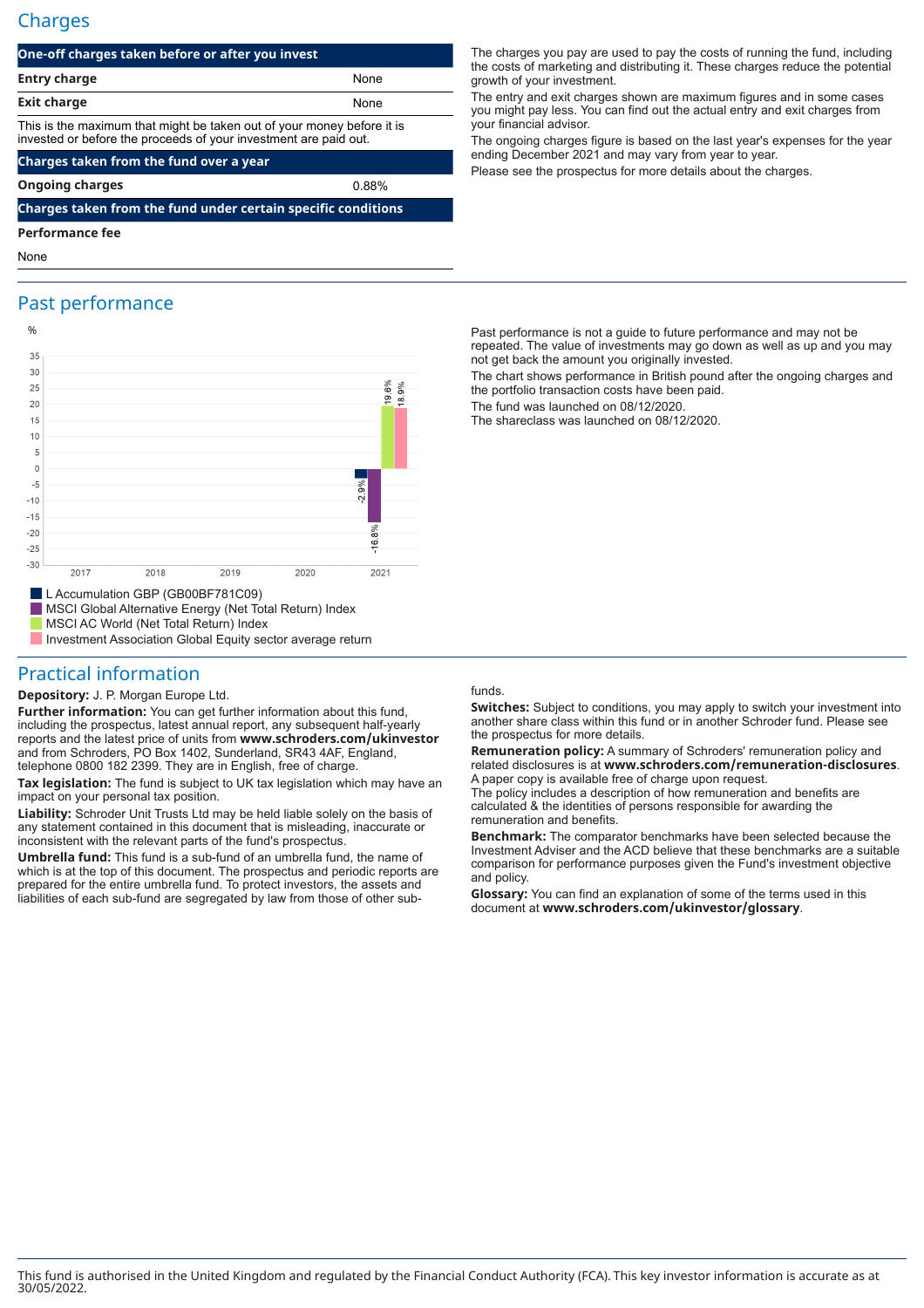## Charges

| One-off charges taken before or after you invest | |
|---|---|
| **Entry charge** | None |
| **Exit charge** | None |
| This is the maximum that might be taken out of your money before it is invested or before the proceeds of your investment are paid out. | |
| **Charges taken from the fund over a year** | |
| **Ongoing charges** | 0.88% |
| **Charges taken from the fund under certain specific conditions** | |
| **Performance fee** | |
| None | |

The charges you pay are used to pay the costs of running the fund, including the costs of marketing and distributing it. These charges reduce the potential growth of your investment.

The entry and exit charges shown are maximum figures and in some cases you might pay less. You can find out the actual entry and exit charges from your financial advisor.

The ongoing charges figure is based on the last year's expenses for the year ending December 2021 and may vary from year to year.

Please see the prospectus for more details about the charges.

## Past performance

%

35
30
25
20
15
10
5
0
-5
-10
-15
-20
-25
-30

2017 2018 2019 2020 2021

-2.9%
-16.8%
19.6%
18.9%

L Accumulation GBP (GB00BF781C09)
MSCI Global Alternative Energy (Net Total Return) Index
MSCI AC World (Net Total Return) Index
Investment Association Global Equity sector average return

Past performance is not a guide to future performance and may not be repeated. The value of investments may go down as well as up and you may not get back the amount you originally invested.

The chart shows performance in British pound after the ongoing charges and the portfolio transaction costs have been paid.

The fund was launched on 08/12/2020.

The shareclass was launched on 08/12/2020.

## Practical information

**Depository:** J. P. Morgan Europe Ltd.

**Further information:** You can get further information about this fund, including the prospectus, latest annual report, any subsequent half-yearly reports and the latest price of units from **www.schroders.com/ukinvestor** and from Schroders, PO Box 1402, Sunderland, SR43 4AF, England, telephone 0800 182 2399. They are in English, free of charge.

**Tax legislation:** The fund is subject to UK tax legislation which may have an impact on your personal tax position.

**Liability:** Schroder Unit Trusts Ltd may be held liable solely on the basis of any statement contained in this document that is misleading, inaccurate or inconsistent with the relevant parts of the fund's prospectus.

**Umbrella fund:** This fund is a sub-fund of an umbrella fund, the name of which is at the top of this document. The prospectus and periodic reports are prepared for the entire umbrella fund. To protect investors, the assets and liabilities of each sub-fund are segregated by law from those of other sub-funds.

**Switches:** Subject to conditions, you may apply to switch your investment into another share class within this fund or in another Schroder fund. Please see the prospectus for more details.

**Remuneration policy:** A summary of Schroders' remuneration policy and related disclosures is at **www.schroders.com/remuneration-disclosures**. A paper copy is available free of charge upon request.
The policy includes a description of how remuneration and benefits are calculated & the identities of persons responsible for awarding the remuneration and benefits.

**Benchmark:** The comparator benchmarks have been selected because the Investment Adviser and the ACD believe that these benchmarks are a suitable comparison for performance purposes given the Fund's investment objective and policy.

**Glossary:** You can find an explanation of some of the terms used in this document at **www.schroders.com/ukinvestor/glossary**.

This fund is authorised in the United Kingdom and regulated by the Financial Conduct Authority (FCA). This key investor information is accurate as at 30/05/2022.